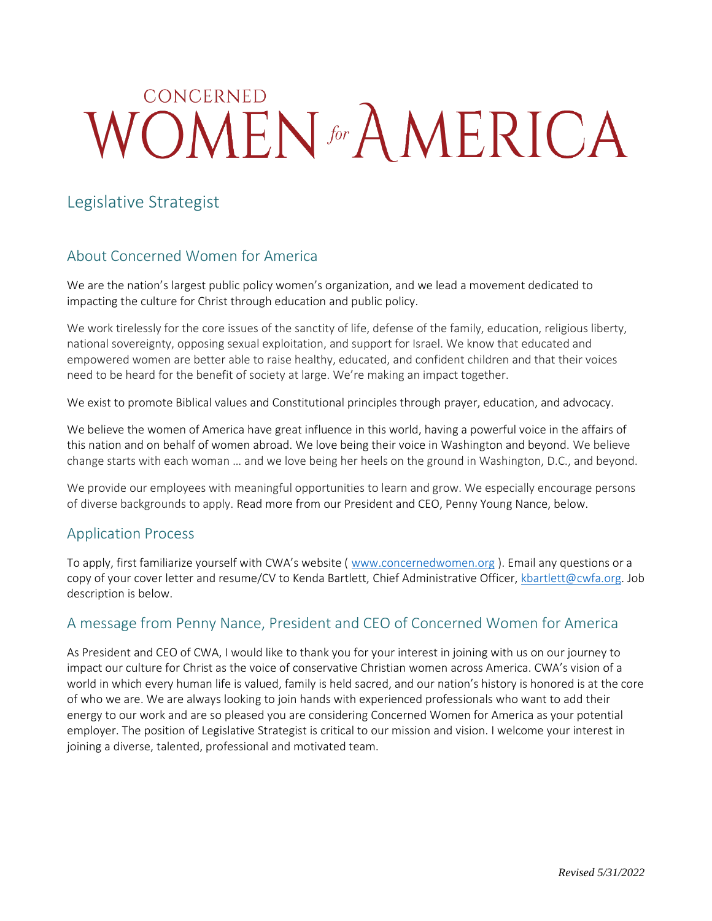# CONCERNED WOMEN for AMERICA

## Legislative Strategist

## About Concerned Women for America

We are the nation's largest public policy women's organization, and we lead a movement dedicated to impacting the culture for Christ through education and public policy.

We work tirelessly for the core issues of the sanctity of life, defense of the family, education, religious liberty, national sovereignty, opposing sexual exploitation, and support for Israel. We know that educated and empowered women are better able to raise healthy, educated, and confident children and that their voices need to be heard for the benefit of society at large. We're making an impact together.

We exist to promote Biblical values and Constitutional principles through prayer, education, and advocacy.

We believe the women of America have great influence in this world, having a powerful voice in the affairs of this nation and on behalf of women abroad. We love being their voice in Washington and beyond. We believe change starts with each woman … and we love being her heels on the ground in Washington, D.C., and beyond.

We provide our employees with meaningful opportunities to learn and grow. We especially encourage persons of diverse backgrounds to apply. Read more from our President and CEO, Penny Young Nance, below.

## Application Process

To apply, first familiarize yourself with CWA's website ( www.concernedwomen.org ). Email any questions or a copy of your cover letter and resume/CV to Kenda Bartlett, Chief Administrative Officer, kbartlett@cwfa.org. Job description is below.

## A message from Penny Nance, President and CEO of Concerned Women for America

As President and CEO of CWA, I would like to thank you for your interest in joining with us on our journey to impact our culture for Christ as the voice of conservative Christian women across America. CWA's vision of a world in which every human life is valued, family is held sacred, and our nation's history is honored is at the core of who we are. We are always looking to join hands with experienced professionals who want to add their energy to our work and are so pleased you are considering Concerned Women for America as your potential employer. The position of Legislative Strategist is critical to our mission and vision. I welcome your interest in joining a diverse, talented, professional and motivated team.

*Revised 5/31/2022*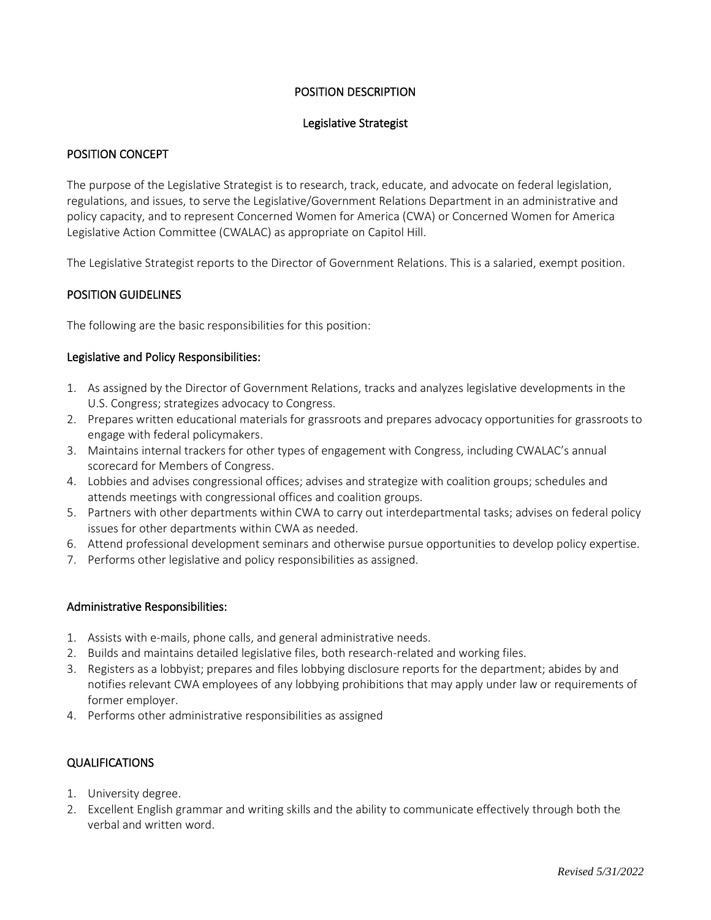POSITION DESCRIPTION

Legislative Strategist

## POSITION CONCEPT

The purpose of the Legislative Strategist is to research, track, educate, and advocate on federal legislation, regulations, and issues, to serve the Legislative/Government Relations Department in an administrative and policy capacity, and to represent Concerned Women for America (CWA) or Concerned Women for America Legislative Action Committee (CWALAC) as appropriate on Capitol Hill.

The Legislative Strategist reports to the Director of Government Relations. This is a salaried, exempt position.

## POSITION GUIDELINES

The following are the basic responsibilities for this position:

### Legislative and Policy Responsibilities:

1. As assigned by the Director of Government Relations, tracks and analyzes legislative developments in the U.S. Congress; strategizes advocacy to Congress.
2. Prepares written educational materials for grassroots and prepares advocacy opportunities for grassroots to engage with federal policymakers.
3. Maintains internal trackers for other types of engagement with Congress, including CWALAC's annual scorecard for Members of Congress.
4. Lobbies and advises congressional offices; advises and strategize with coalition groups; schedules and attends meetings with congressional offices and coalition groups.
5. Partners with other departments within CWA to carry out interdepartmental tasks; advises on federal policy issues for other departments within CWA as needed.
6. Attend professional development seminars and otherwise pursue opportunities to develop policy expertise.
7. Performs other legislative and policy responsibilities as assigned.

### Administrative Responsibilities:

1. Assists with e-mails, phone calls, and general administrative needs.
2. Builds and maintains detailed legislative files, both research-related and working files.
3. Registers as a lobbyist; prepares and files lobbying disclosure reports for the department; abides by and notifies relevant CWA employees of any lobbying prohibitions that may apply under law or requirements of former employer.
4. Performs other administrative responsibilities as assigned

## QUALIFICATIONS

1. University degree.
2. Excellent English grammar and writing skills and the ability to communicate effectively through both the verbal and written word.

*Revised 5/31/2022*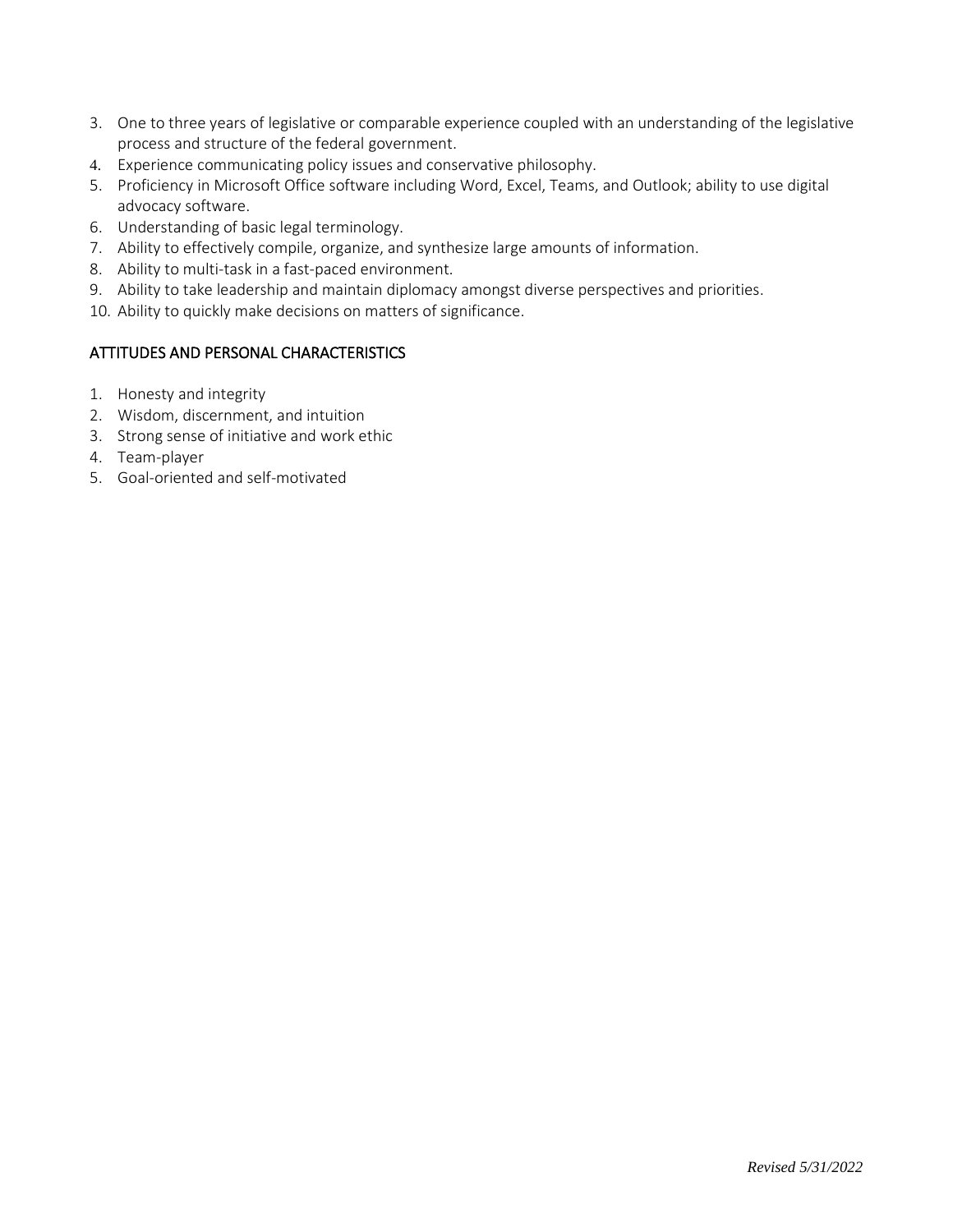3. One to three years of legislative or comparable experience coupled with an understanding of the legislative process and structure of the federal government.
4. Experience communicating policy issues and conservative philosophy.
5. Proficiency in Microsoft Office software including Word, Excel, Teams, and Outlook; ability to use digital advocacy software.
6. Understanding of basic legal terminology.
7. Ability to effectively compile, organize, and synthesize large amounts of information.
8. Ability to multi-task in a fast-paced environment.
9. Ability to take leadership and maintain diplomacy amongst diverse perspectives and priorities.
10. Ability to quickly make decisions on matters of significance.

## ATTITUDES AND PERSONAL CHARACTERISTICS

1. Honesty and integrity
2. Wisdom, discernment, and intuition
3. Strong sense of initiative and work ethic
4. Team-player
5. Goal-oriented and self-motivated

*Revised 5/31/2022*